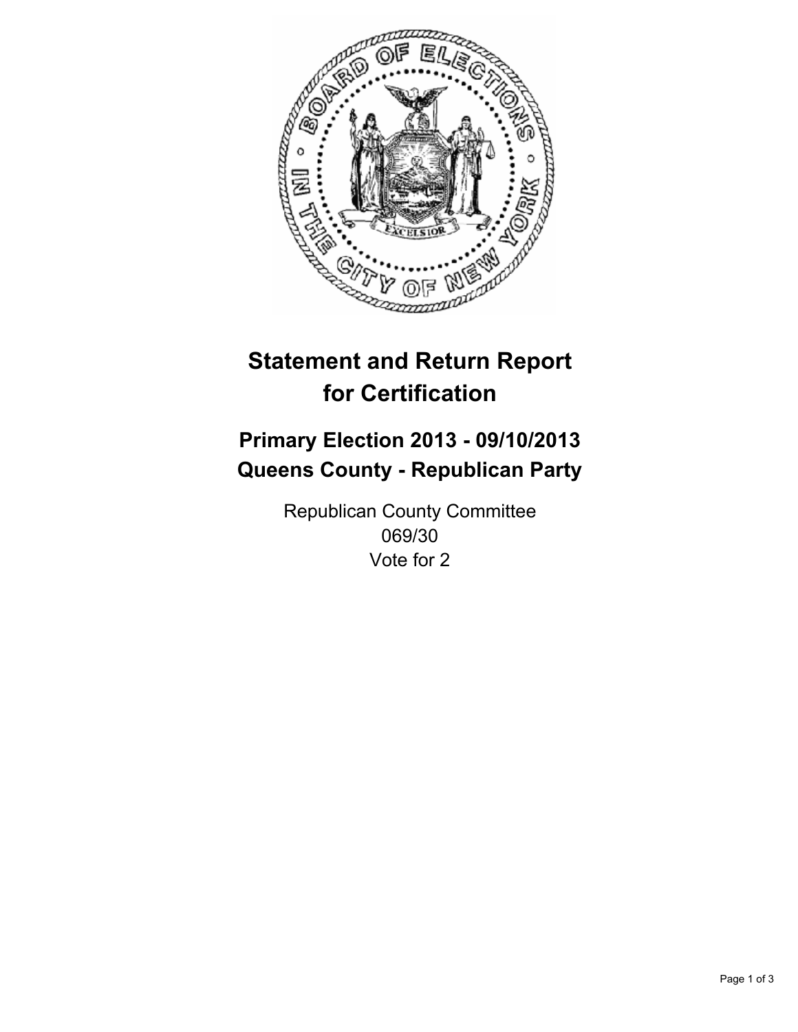# Statement and Return Report for Certification

## Primary Election 2013 - 09/10/2013
## Queens County - Republican Party

Republican County Committee
069/30
Vote for 2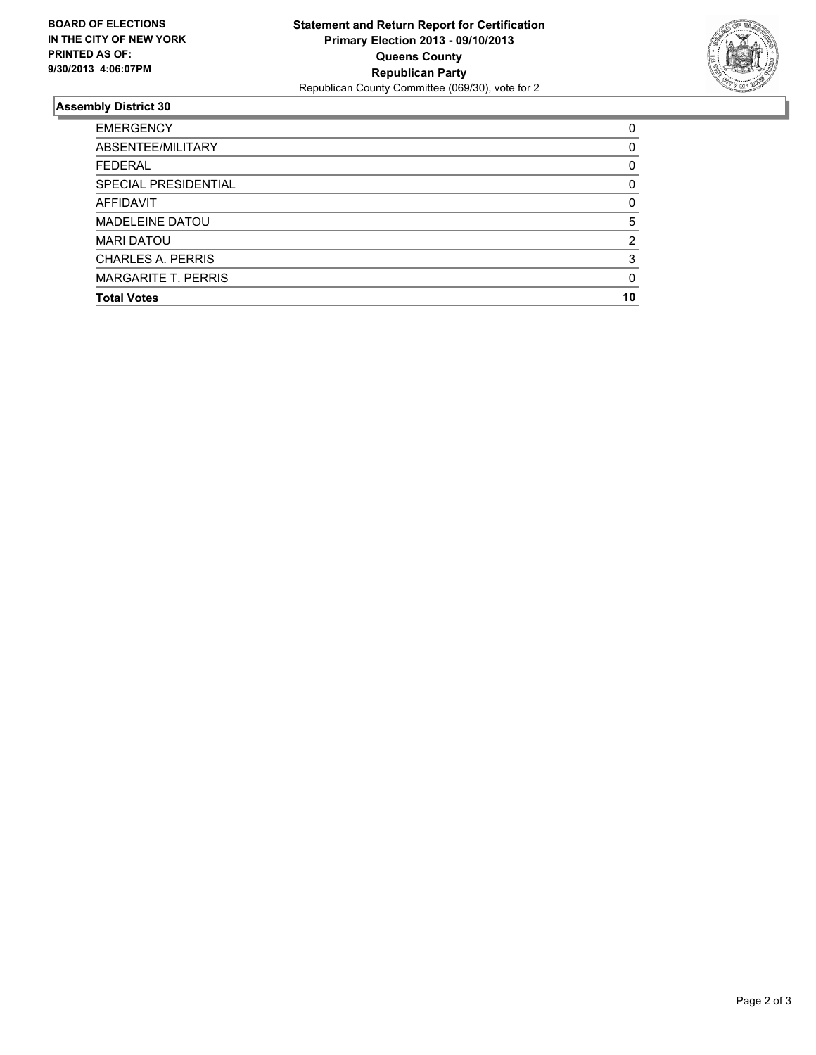**BOARD OF ELECTIONS IN THE CITY OF NEW YORK PRINTED AS OF: 9/30/2013 4:06:07PM**

**Statement and Return Report for Certification**
**Primary Election 2013 - 09/10/2013**
**Queens County**
**Republican Party**
Republican County Committee (069/30), vote for 2

## Assembly District 30

| | |
|---|---|
| EMERGENCY | 0 |
| ABSENTEE/MILITARY | 0 |
| FEDERAL | 0 |
| SPECIAL PRESIDENTIAL | 0 |
| AFFIDAVIT | 0 |
| MADELEINE DATOU | 5 |
| MARI DATOU | 2 |
| CHARLES A. PERRIS | 3 |
| MARGARITE T. PERRIS | 0 |
| **Total Votes** | **10** |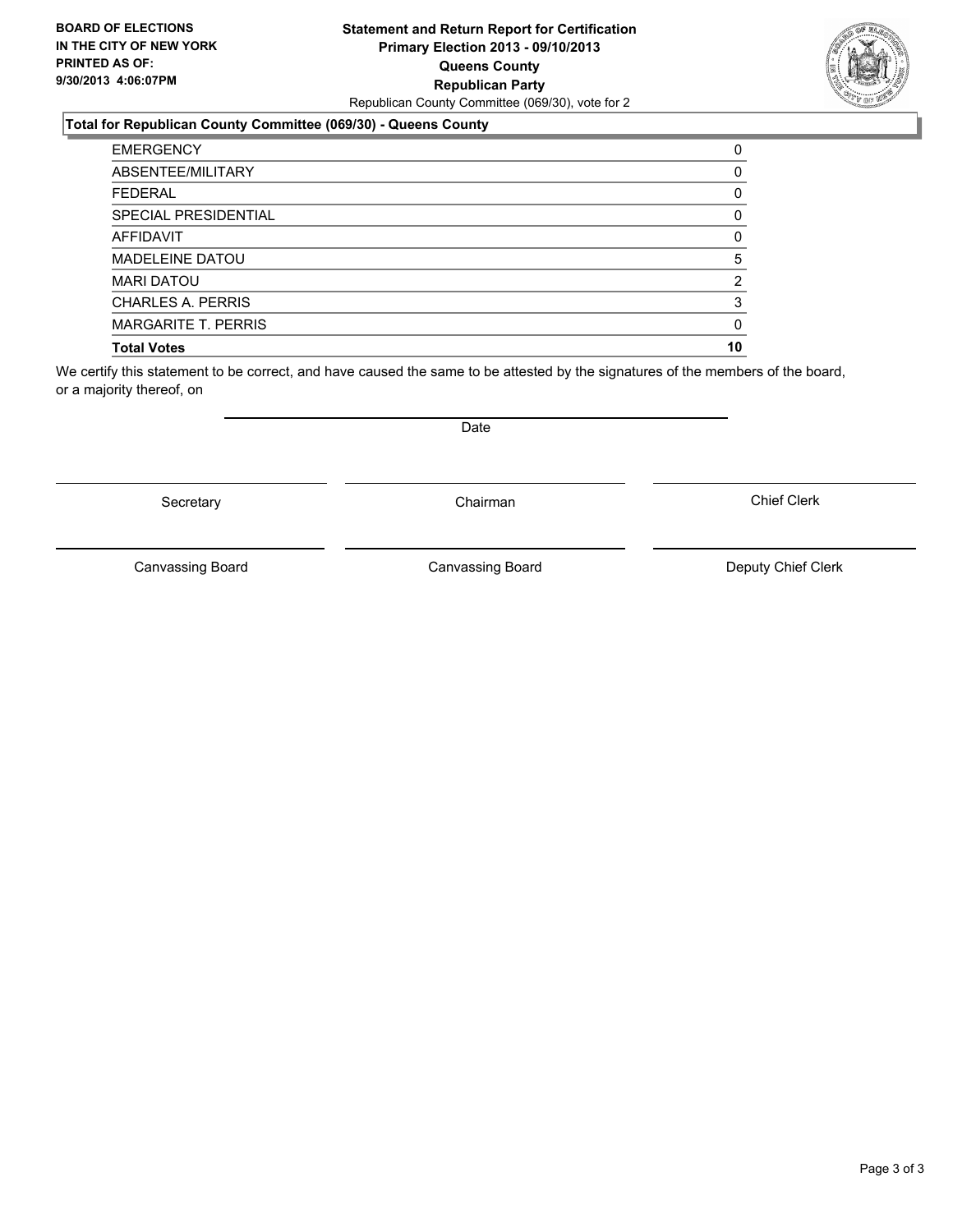**BOARD OF ELECTIONS**
**IN THE CITY OF NEW YORK**
**PRINTED AS OF:**
**9/30/2013 4:06:07PM**

**Statement and Return Report for Certification**
**Primary Election 2013 - 09/10/2013**
**Queens County**
**Republican Party**
Republican County Committee (069/30), vote for 2

### Total for Republican County Committee (069/30) - Queens County

| | |
|---|---|
| EMERGENCY | 0 |
| ABSENTEE/MILITARY | 0 |
| FEDERAL | 0 |
| SPECIAL PRESIDENTIAL | 0 |
| AFFIDAVIT | 0 |
| MADELEINE DATOU | 5 |
| MARI DATOU | 2 |
| CHARLES A. PERRIS | 3 |
| MARGARITE T. PERRIS | 0 |
| **Total Votes** | **10** |

We certify this statement to be correct, and have caused the same to be attested by the signatures of the members of the board, or a majority thereof, on

Date

Secretary

Chairman

Chief Clerk

Canvassing Board

Canvassing Board

Deputy Chief Clerk